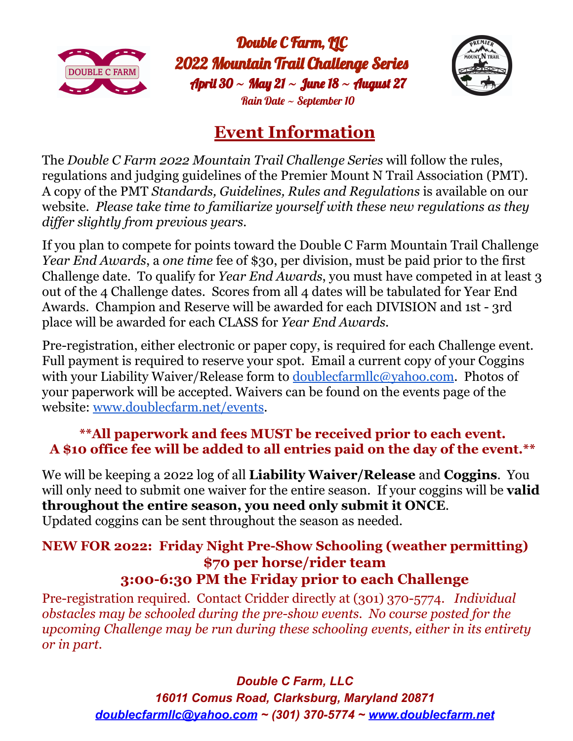# Double C Farm, LLC
# 2022 Mountain Trail Challenge Series
## April 30 ~ May 21 ~ June 18 ~ August 27
### Rain Date ~ September 10

## Event Information

The *Double C Farm 2022 Mountain Trail Challenge Series* will follow the rules, regulations and judging guidelines of the Premier Mount N Trail Association (PMT). A copy of the PMT *Standards, Guidelines, Rules and Regulations* is available on our website. *Please take time to familiarize yourself with these new regulations as they differ slightly from previous years.*

If you plan to compete for points toward the Double C Farm Mountain Trail Challenge *Year End Awards*, a *one time* fee of $30, per division, must be paid prior to the first Challenge date. To qualify for *Year End Awards*, you must have competed in at least 3 out of the 4 Challenge dates. Scores from all 4 dates will be tabulated for Year End Awards. Champion and Reserve will be awarded for each DIVISION and 1st - 3rd place will be awarded for each CLASS for *Year End Awards.*

Pre-registration, either electronic or paper copy, is required for each Challenge event. Full payment is required to reserve your spot. Email a current copy of your Coggins with your Liability Waiver/Release form to doublecfarmllc@yahoo.com. Photos of your paperwork will be accepted. Waivers can be found on the events page of the website: www.doublecfarm.net/events.

**\*\*All paperwork and fees MUST be received prior to each event. A $10 office fee will be added to all entries paid on the day of the event.\*\***

We will be keeping a 2022 log of all **Liability Waiver/Release** and **Coggins**. You will only need to submit one waiver for the entire season. If your coggins will be **valid throughout the entire season, you need only submit it ONCE**.
Updated coggins can be sent throughout the season as needed.

**NEW FOR 2022: Friday Night Pre-Show Schooling (weather permitting)**
**$70 per horse/rider team**
**3:00-6:30 PM the Friday prior to each Challenge**

Pre-registration required. Contact Cridder directly at (301) 370-5774. *Individual obstacles may be schooled during the pre-show events. No course posted for the upcoming Challenge may be run during these schooling events, either in its entirety or in part.*

*Double C Farm, LLC*
*16011 Comus Road, Clarksburg, Maryland 20871*
*doublecfarmllc@yahoo.com ~ (301) 370-5774 ~ www.doublecfarm.net*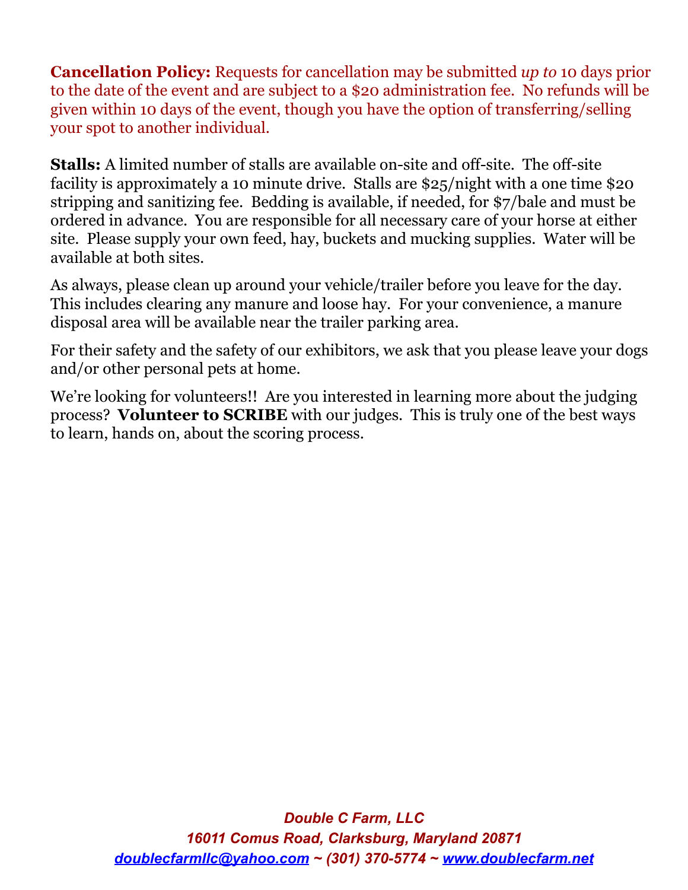**Cancellation Policy:** Requests for cancellation may be submitted *up to* 10 days prior to the date of the event and are subject to a $20 administration fee. No refunds will be given within 10 days of the event, though you have the option of transferring/selling your spot to another individual.

**Stalls:** A limited number of stalls are available on-site and off-site. The off-site facility is approximately a 10 minute drive. Stalls are $25/night with a one time $20 stripping and sanitizing fee. Bedding is available, if needed, for $7/bale and must be ordered in advance. You are responsible for all necessary care of your horse at either site. Please supply your own feed, hay, buckets and mucking supplies. Water will be available at both sites.

As always, please clean up around your vehicle/trailer before you leave for the day. This includes clearing any manure and loose hay. For your convenience, a manure disposal area will be available near the trailer parking area.

For their safety and the safety of our exhibitors, we ask that you please leave your dogs and/or other personal pets at home.

We're looking for volunteers!! Are you interested in learning more about the judging process? **Volunteer to SCRIBE** with our judges. This is truly one of the best ways to learn, hands on, about the scoring process.

***Double C Farm, LLC***
***16011 Comus Road, Clarksburg, Maryland 20871***
***doublecfarmllc@yahoo.com ~ (301) 370-5774 ~ www.doublecfarm.net***